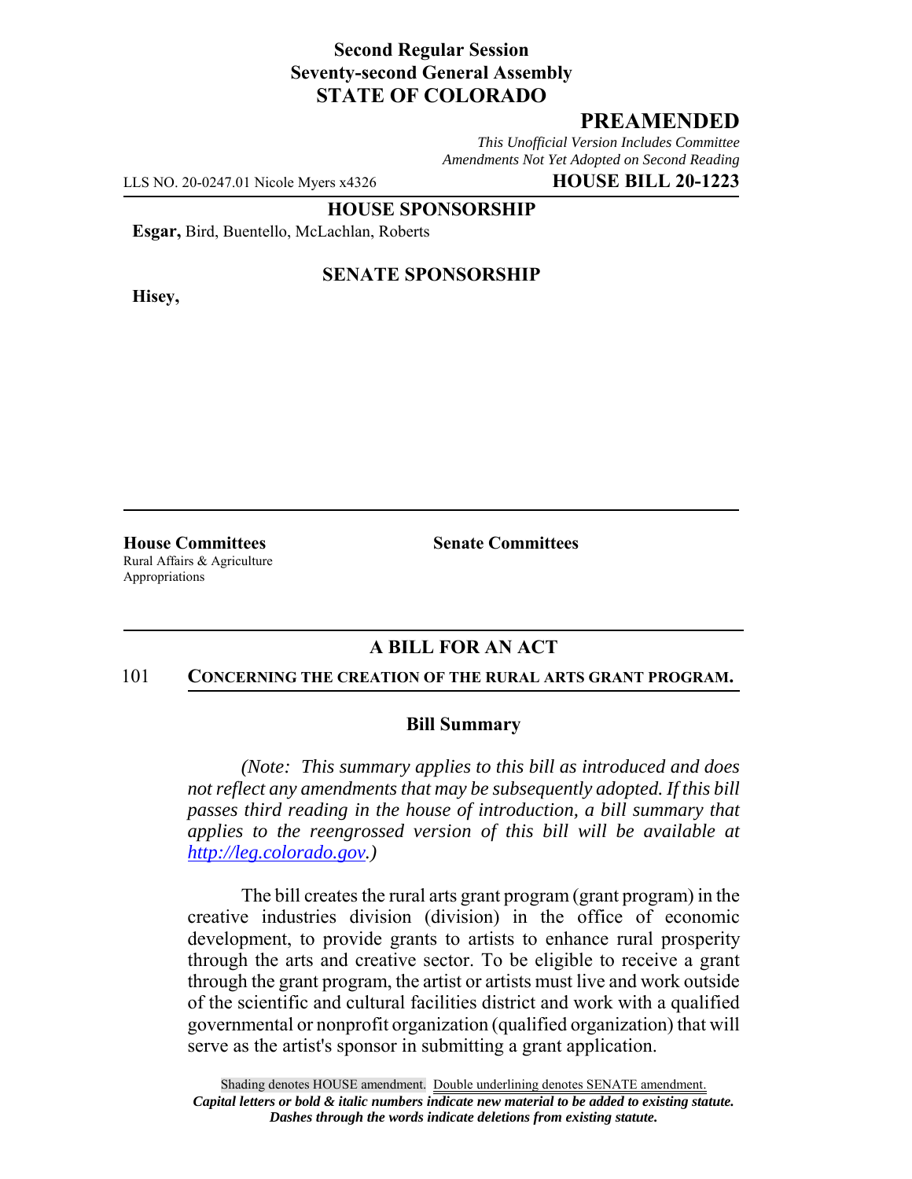**Second Regular Session**
**Seventy-second General Assembly**
**STATE OF COLORADO**

## PREAMENDED

*This Unofficial Version Includes Committee Amendments Not Yet Adopted on Second Reading*

LLS NO. 20-0247.01 Nicole Myers x4326 **HOUSE BILL 20-1223**

**HOUSE SPONSORSHIP**

**Esgar,** Bird, Buentello, McLachlan, Roberts

**SENATE SPONSORSHIP**

**Hisey,**

**House Committees**
Rural Affairs & Agriculture
Appropriations

**Senate Committees**

**A BILL FOR AN ACT**

101 **CONCERNING THE CREATION OF THE RURAL ARTS GRANT PROGRAM.**

**Bill Summary**

*(Note: This summary applies to this bill as introduced and does not reflect any amendments that may be subsequently adopted. If this bill passes third reading in the house of introduction, a bill summary that applies to the reengrossed version of this bill will be available at http://leg.colorado.gov.)*

The bill creates the rural arts grant program (grant program) in the creative industries division (division) in the office of economic development, to provide grants to artists to enhance rural prosperity through the arts and creative sector. To be eligible to receive a grant through the grant program, the artist or artists must live and work outside of the scientific and cultural facilities district and work with a qualified governmental or nonprofit organization (qualified organization) that will serve as the artist's sponsor in submitting a grant application.

Shading denotes HOUSE amendment. Double underlining denotes SENATE amendment.
*Capital letters or bold & italic numbers indicate new material to be added to existing statute.*
*Dashes through the words indicate deletions from existing statute.*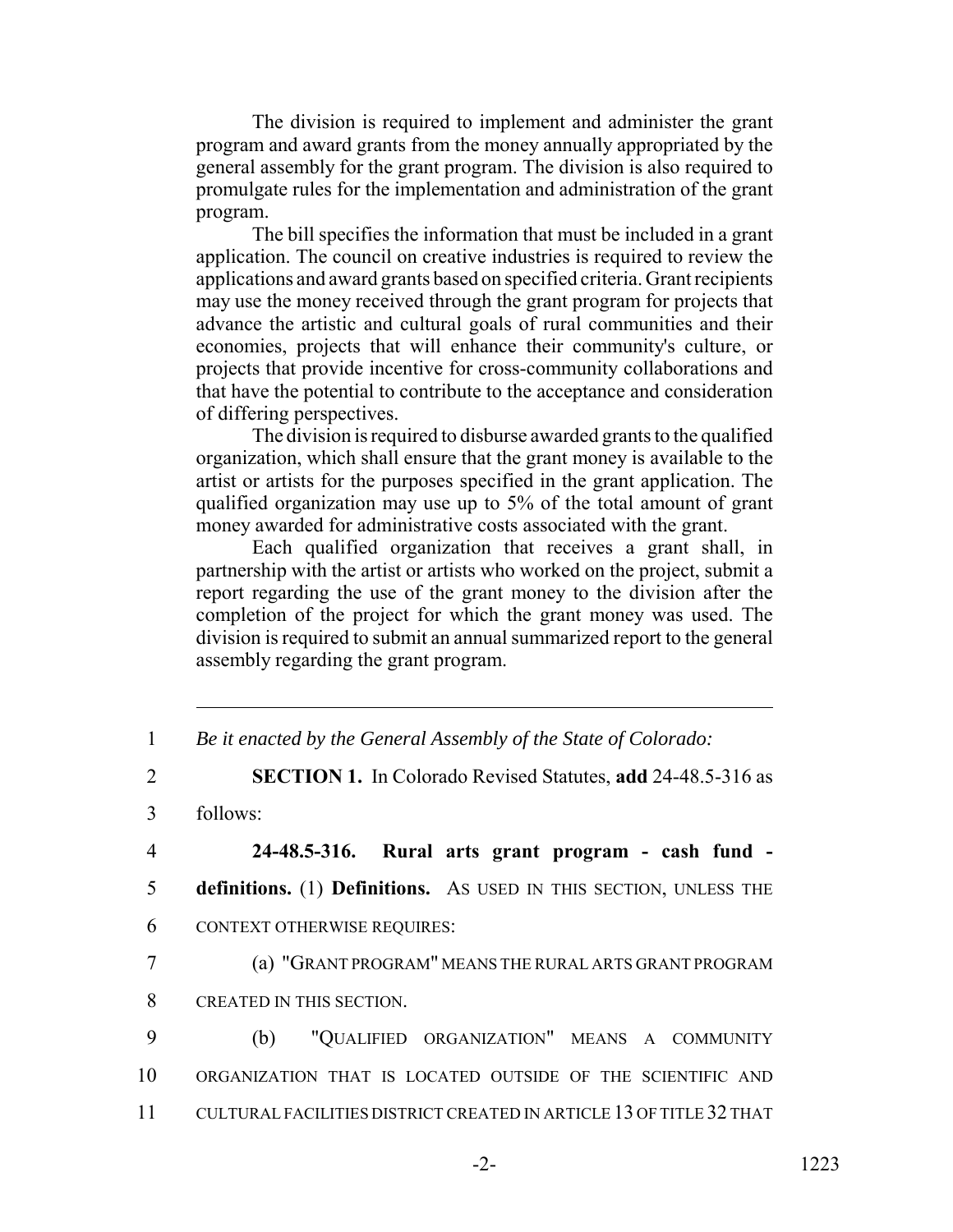The division is required to implement and administer the grant program and award grants from the money annually appropriated by the general assembly for the grant program. The division is also required to promulgate rules for the implementation and administration of the grant program.

The bill specifies the information that must be included in a grant application. The council on creative industries is required to review the applications and award grants based on specified criteria. Grant recipients may use the money received through the grant program for projects that advance the artistic and cultural goals of rural communities and their economies, projects that will enhance their community's culture, or projects that provide incentive for cross-community collaborations and that have the potential to contribute to the acceptance and consideration of differing perspectives.

The division is required to disburse awarded grants to the qualified organization, which shall ensure that the grant money is available to the artist or artists for the purposes specified in the grant application. The qualified organization may use up to 5% of the total amount of grant money awarded for administrative costs associated with the grant.

Each qualified organization that receives a grant shall, in partnership with the artist or artists who worked on the project, submit a report regarding the use of the grant money to the division after the completion of the project for which the grant money was used. The division is required to submit an annual summarized report to the general assembly regarding the grant program.

---

1 *Be it enacted by the General Assembly of the State of Colorado:*

2 **SECTION 1.** In Colorado Revised Statutes, **add** 24-48.5-316 as
3 follows:

4 **24-48.5-316. Rural arts grant program - cash fund -**
5 **definitions.** (1) **Definitions.** AS USED IN THIS SECTION, UNLESS THE
6 CONTEXT OTHERWISE REQUIRES:

7 (a) "GRANT PROGRAM" MEANS THE RURAL ARTS GRANT PROGRAM
8 CREATED IN THIS SECTION.

9 (b) "QUALIFIED ORGANIZATION" MEANS A COMMUNITY
10 ORGANIZATION THAT IS LOCATED OUTSIDE OF THE SCIENTIFIC AND
11 CULTURAL FACILITIES DISTRICT CREATED IN ARTICLE 13 OF TITLE 32 THAT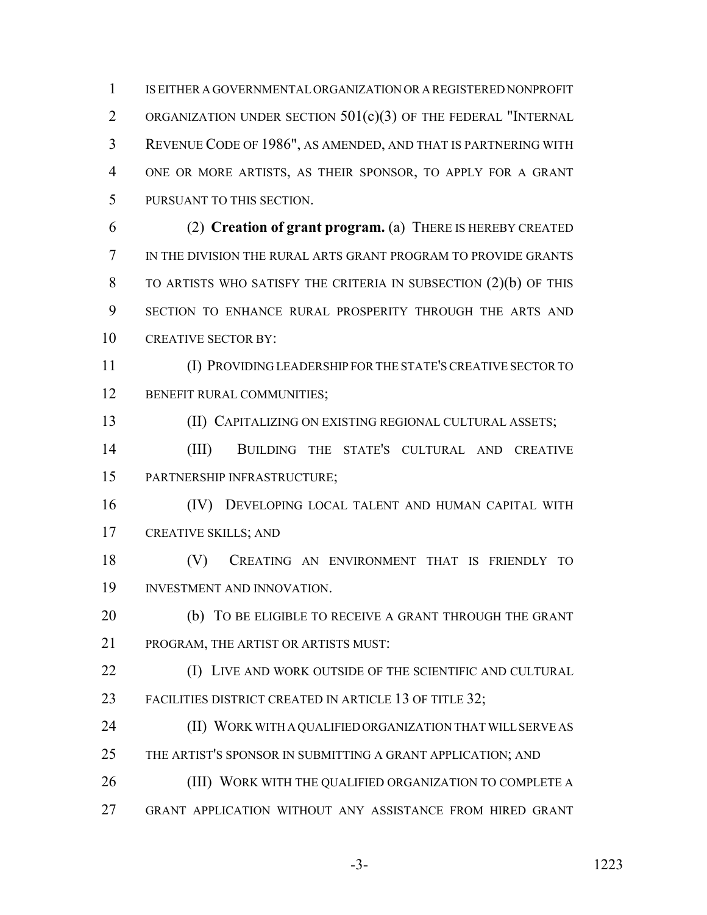IS EITHER A GOVERNMENTAL ORGANIZATION OR A REGISTERED NONPROFIT ORGANIZATION UNDER SECTION 501(c)(3) OF THE FEDERAL "INTERNAL REVENUE CODE OF 1986", AS AMENDED, AND THAT IS PARTNERING WITH ONE OR MORE ARTISTS, AS THEIR SPONSOR, TO APPLY FOR A GRANT PURSUANT TO THIS SECTION.

(2) **Creation of grant program.** (a) THERE IS HEREBY CREATED IN THE DIVISION THE RURAL ARTS GRANT PROGRAM TO PROVIDE GRANTS TO ARTISTS WHO SATISFY THE CRITERIA IN SUBSECTION (2)(b) OF THIS SECTION TO ENHANCE RURAL PROSPERITY THROUGH THE ARTS AND CREATIVE SECTOR BY:

(I) PROVIDING LEADERSHIP FOR THE STATE'S CREATIVE SECTOR TO BENEFIT RURAL COMMUNITIES;

(II) CAPITALIZING ON EXISTING REGIONAL CULTURAL ASSETS;

(III) BUILDING THE STATE'S CULTURAL AND CREATIVE PARTNERSHIP INFRASTRUCTURE;

(IV) DEVELOPING LOCAL TALENT AND HUMAN CAPITAL WITH CREATIVE SKILLS; AND

(V) CREATING AN ENVIRONMENT THAT IS FRIENDLY TO INVESTMENT AND INNOVATION.

(b) TO BE ELIGIBLE TO RECEIVE A GRANT THROUGH THE GRANT PROGRAM, THE ARTIST OR ARTISTS MUST:

(I) LIVE AND WORK OUTSIDE OF THE SCIENTIFIC AND CULTURAL FACILITIES DISTRICT CREATED IN ARTICLE 13 OF TITLE 32;

(II) WORK WITH A QUALIFIED ORGANIZATION THAT WILL SERVE AS THE ARTIST'S SPONSOR IN SUBMITTING A GRANT APPLICATION; AND

(III) WORK WITH THE QUALIFIED ORGANIZATION TO COMPLETE A GRANT APPLICATION WITHOUT ANY ASSISTANCE FROM HIRED GRANT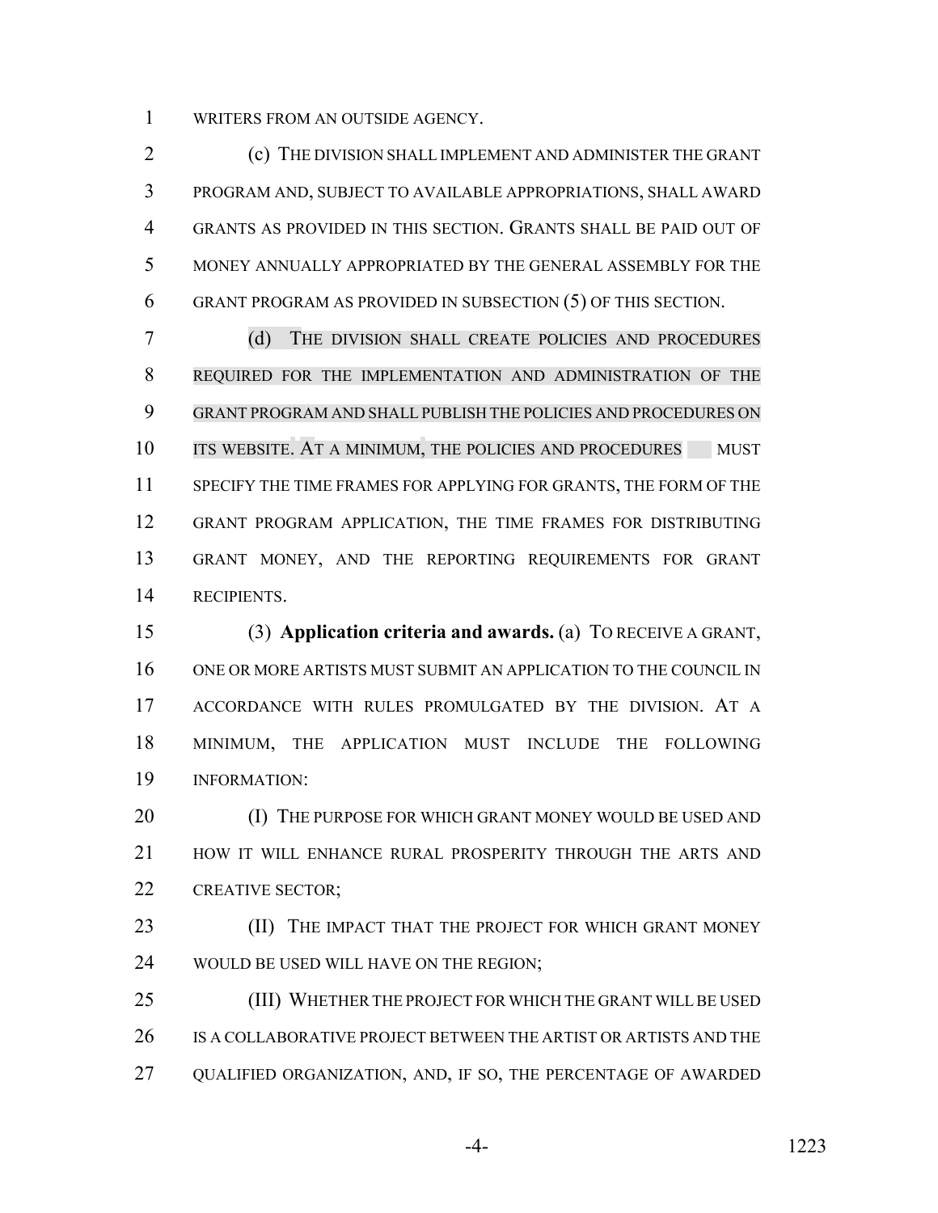WRITERS FROM AN OUTSIDE AGENCY.

(c) THE DIVISION SHALL IMPLEMENT AND ADMINISTER THE GRANT PROGRAM AND, SUBJECT TO AVAILABLE APPROPRIATIONS, SHALL AWARD GRANTS AS PROVIDED IN THIS SECTION. GRANTS SHALL BE PAID OUT OF MONEY ANNUALLY APPROPRIATED BY THE GENERAL ASSEMBLY FOR THE GRANT PROGRAM AS PROVIDED IN SUBSECTION (5) OF THIS SECTION.

(d) THE DIVISION SHALL CREATE POLICIES AND PROCEDURES REQUIRED FOR THE IMPLEMENTATION AND ADMINISTRATION OF THE GRANT PROGRAM AND SHALL PUBLISH THE POLICIES AND PROCEDURES ON ITS WEBSITE. AT A MINIMUM, THE POLICIES AND PROCEDURES MUST SPECIFY THE TIME FRAMES FOR APPLYING FOR GRANTS, THE FORM OF THE GRANT PROGRAM APPLICATION, THE TIME FRAMES FOR DISTRIBUTING GRANT MONEY, AND THE REPORTING REQUIREMENTS FOR GRANT RECIPIENTS.

(3) **Application criteria and awards.** (a) TO RECEIVE A GRANT, ONE OR MORE ARTISTS MUST SUBMIT AN APPLICATION TO THE COUNCIL IN ACCORDANCE WITH RULES PROMULGATED BY THE DIVISION. AT A MINIMUM, THE APPLICATION MUST INCLUDE THE FOLLOWING INFORMATION:

(I) THE PURPOSE FOR WHICH GRANT MONEY WOULD BE USED AND HOW IT WILL ENHANCE RURAL PROSPERITY THROUGH THE ARTS AND CREATIVE SECTOR;

(II) THE IMPACT THAT THE PROJECT FOR WHICH GRANT MONEY WOULD BE USED WILL HAVE ON THE REGION;

(III) WHETHER THE PROJECT FOR WHICH THE GRANT WILL BE USED IS A COLLABORATIVE PROJECT BETWEEN THE ARTIST OR ARTISTS AND THE QUALIFIED ORGANIZATION, AND, IF SO, THE PERCENTAGE OF AWARDED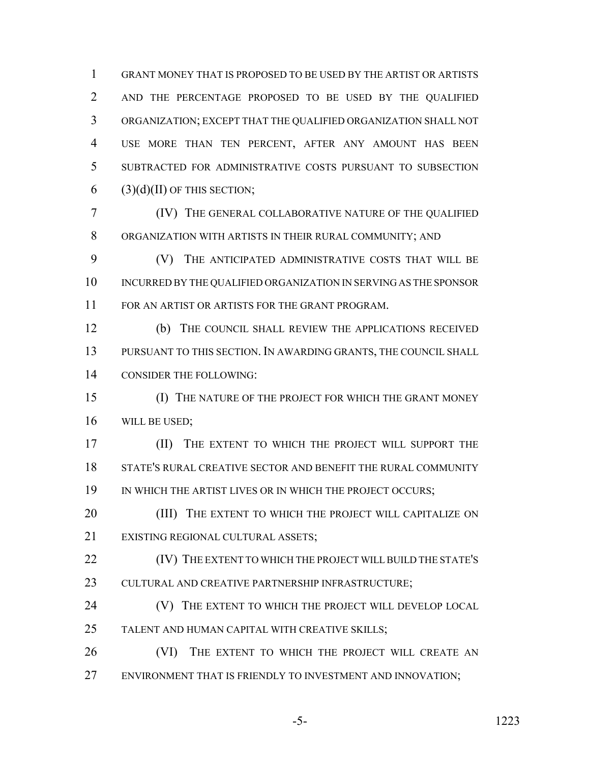GRANT MONEY THAT IS PROPOSED TO BE USED BY THE ARTIST OR ARTISTS AND THE PERCENTAGE PROPOSED TO BE USED BY THE QUALIFIED ORGANIZATION; EXCEPT THAT THE QUALIFIED ORGANIZATION SHALL NOT USE MORE THAN TEN PERCENT, AFTER ANY AMOUNT HAS BEEN SUBTRACTED FOR ADMINISTRATIVE COSTS PURSUANT TO SUBSECTION (3)(d)(II) OF THIS SECTION;

(IV) THE GENERAL COLLABORATIVE NATURE OF THE QUALIFIED ORGANIZATION WITH ARTISTS IN THEIR RURAL COMMUNITY; AND

(V) THE ANTICIPATED ADMINISTRATIVE COSTS THAT WILL BE INCURRED BY THE QUALIFIED ORGANIZATION IN SERVING AS THE SPONSOR FOR AN ARTIST OR ARTISTS FOR THE GRANT PROGRAM.

(b) THE COUNCIL SHALL REVIEW THE APPLICATIONS RECEIVED PURSUANT TO THIS SECTION. IN AWARDING GRANTS, THE COUNCIL SHALL CONSIDER THE FOLLOWING:

(I) THE NATURE OF THE PROJECT FOR WHICH THE GRANT MONEY WILL BE USED;

(II) THE EXTENT TO WHICH THE PROJECT WILL SUPPORT THE STATE'S RURAL CREATIVE SECTOR AND BENEFIT THE RURAL COMMUNITY IN WHICH THE ARTIST LIVES OR IN WHICH THE PROJECT OCCURS;

(III) THE EXTENT TO WHICH THE PROJECT WILL CAPITALIZE ON EXISTING REGIONAL CULTURAL ASSETS;

(IV) THE EXTENT TO WHICH THE PROJECT WILL BUILD THE STATE'S CULTURAL AND CREATIVE PARTNERSHIP INFRASTRUCTURE;

(V) THE EXTENT TO WHICH THE PROJECT WILL DEVELOP LOCAL TALENT AND HUMAN CAPITAL WITH CREATIVE SKILLS;

(VI) THE EXTENT TO WHICH THE PROJECT WILL CREATE AN ENVIRONMENT THAT IS FRIENDLY TO INVESTMENT AND INNOVATION;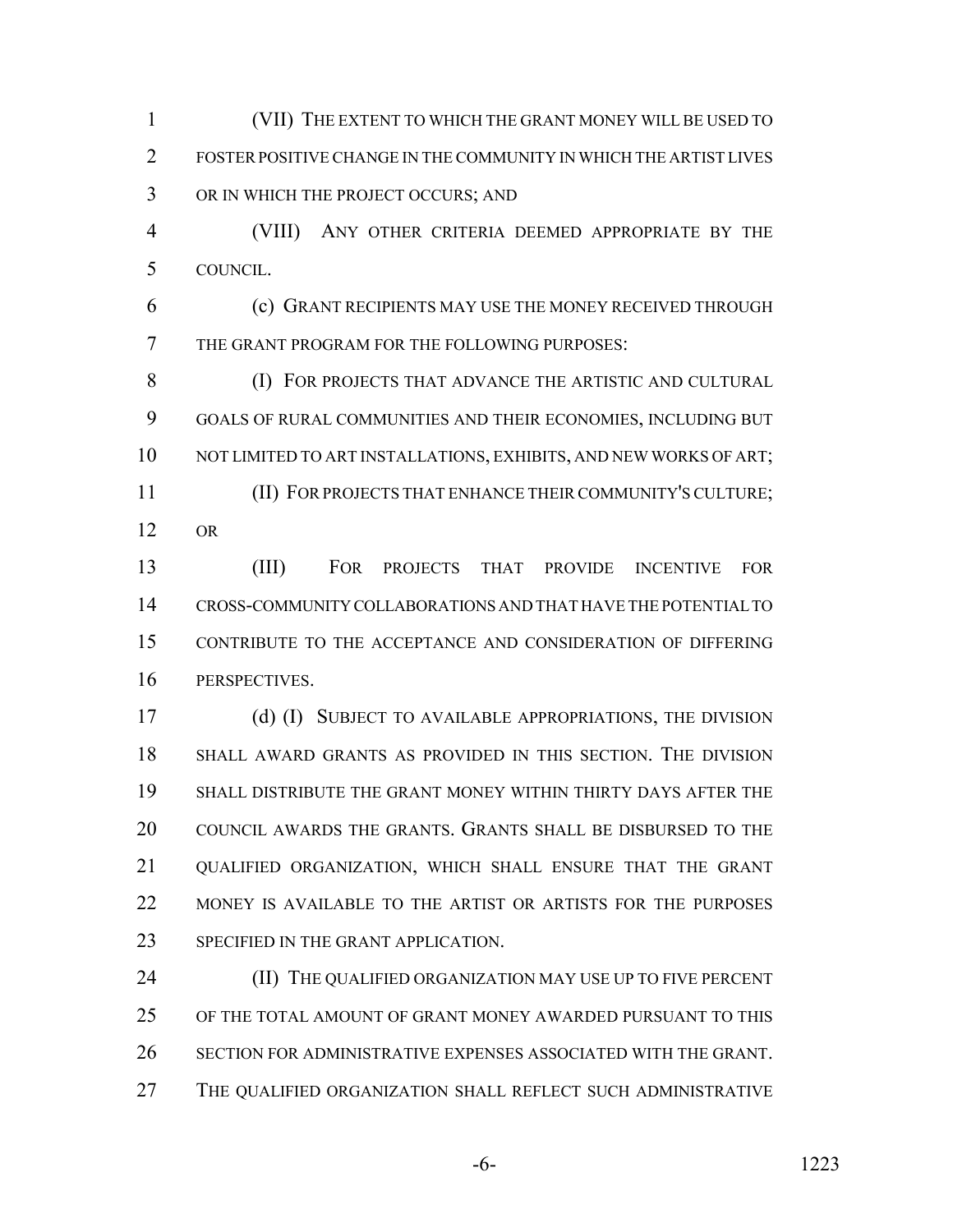(VII) THE EXTENT TO WHICH THE GRANT MONEY WILL BE USED TO FOSTER POSITIVE CHANGE IN THE COMMUNITY IN WHICH THE ARTIST LIVES OR IN WHICH THE PROJECT OCCURS; AND

(VIII) ANY OTHER CRITERIA DEEMED APPROPRIATE BY THE COUNCIL.

(c) GRANT RECIPIENTS MAY USE THE MONEY RECEIVED THROUGH THE GRANT PROGRAM FOR THE FOLLOWING PURPOSES:

(I) FOR PROJECTS THAT ADVANCE THE ARTISTIC AND CULTURAL GOALS OF RURAL COMMUNITIES AND THEIR ECONOMIES, INCLUDING BUT NOT LIMITED TO ART INSTALLATIONS, EXHIBITS, AND NEW WORKS OF ART;

(II) FOR PROJECTS THAT ENHANCE THEIR COMMUNITY'S CULTURE; OR

(III) FOR PROJECTS THAT PROVIDE INCENTIVE FOR CROSS-COMMUNITY COLLABORATIONS AND THAT HAVE THE POTENTIAL TO CONTRIBUTE TO THE ACCEPTANCE AND CONSIDERATION OF DIFFERING PERSPECTIVES.

(d) (I) SUBJECT TO AVAILABLE APPROPRIATIONS, THE DIVISION SHALL AWARD GRANTS AS PROVIDED IN THIS SECTION. THE DIVISION SHALL DISTRIBUTE THE GRANT MONEY WITHIN THIRTY DAYS AFTER THE COUNCIL AWARDS THE GRANTS. GRANTS SHALL BE DISBURSED TO THE QUALIFIED ORGANIZATION, WHICH SHALL ENSURE THAT THE GRANT MONEY IS AVAILABLE TO THE ARTIST OR ARTISTS FOR THE PURPOSES SPECIFIED IN THE GRANT APPLICATION.

(II) THE QUALIFIED ORGANIZATION MAY USE UP TO FIVE PERCENT OF THE TOTAL AMOUNT OF GRANT MONEY AWARDED PURSUANT TO THIS SECTION FOR ADMINISTRATIVE EXPENSES ASSOCIATED WITH THE GRANT. THE QUALIFIED ORGANIZATION SHALL REFLECT SUCH ADMINISTRATIVE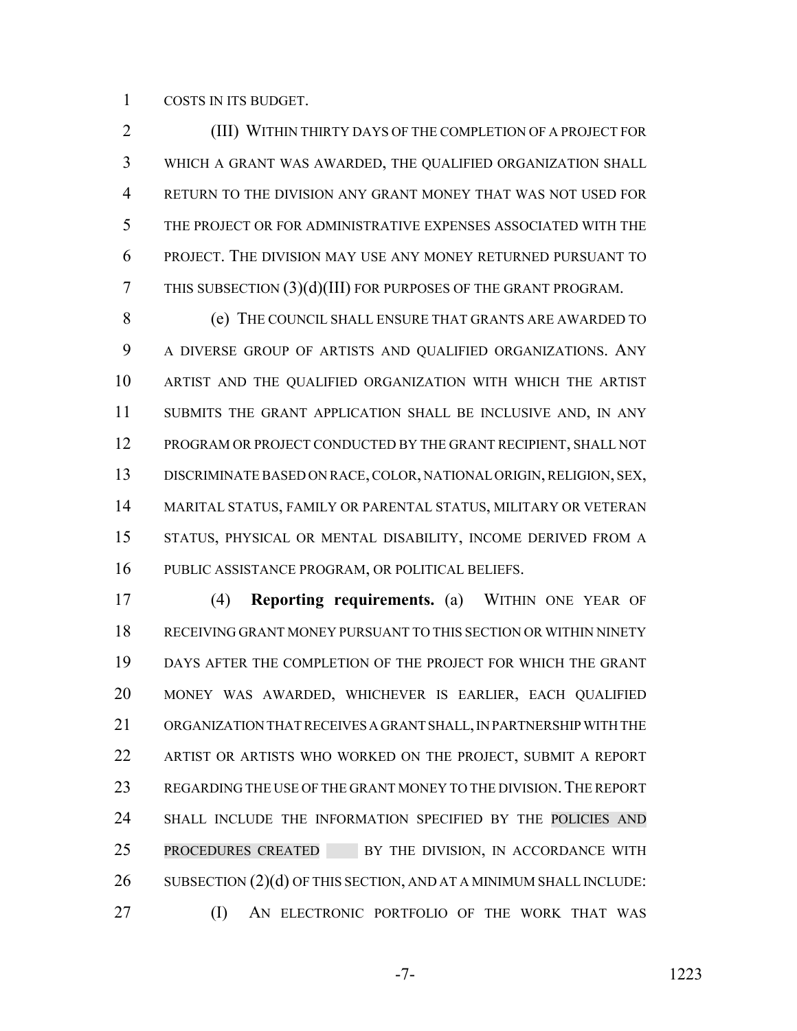COSTS IN ITS BUDGET.

(III) WITHIN THIRTY DAYS OF THE COMPLETION OF A PROJECT FOR WHICH A GRANT WAS AWARDED, THE QUALIFIED ORGANIZATION SHALL RETURN TO THE DIVISION ANY GRANT MONEY THAT WAS NOT USED FOR THE PROJECT OR FOR ADMINISTRATIVE EXPENSES ASSOCIATED WITH THE PROJECT. THE DIVISION MAY USE ANY MONEY RETURNED PURSUANT TO THIS SUBSECTION (3)(d)(III) FOR PURPOSES OF THE GRANT PROGRAM.

(e) THE COUNCIL SHALL ENSURE THAT GRANTS ARE AWARDED TO A DIVERSE GROUP OF ARTISTS AND QUALIFIED ORGANIZATIONS. ANY ARTIST AND THE QUALIFIED ORGANIZATION WITH WHICH THE ARTIST SUBMITS THE GRANT APPLICATION SHALL BE INCLUSIVE AND, IN ANY PROGRAM OR PROJECT CONDUCTED BY THE GRANT RECIPIENT, SHALL NOT DISCRIMINATE BASED ON RACE, COLOR, NATIONAL ORIGIN, RELIGION, SEX, MARITAL STATUS, FAMILY OR PARENTAL STATUS, MILITARY OR VETERAN STATUS, PHYSICAL OR MENTAL DISABILITY, INCOME DERIVED FROM A PUBLIC ASSISTANCE PROGRAM, OR POLITICAL BELIEFS.

(4) **Reporting requirements.** (a) WITHIN ONE YEAR OF RECEIVING GRANT MONEY PURSUANT TO THIS SECTION OR WITHIN NINETY DAYS AFTER THE COMPLETION OF THE PROJECT FOR WHICH THE GRANT MONEY WAS AWARDED, WHICHEVER IS EARLIER, EACH QUALIFIED ORGANIZATION THAT RECEIVES A GRANT SHALL, IN PARTNERSHIP WITH THE ARTIST OR ARTISTS WHO WORKED ON THE PROJECT, SUBMIT A REPORT REGARDING THE USE OF THE GRANT MONEY TO THE DIVISION. THE REPORT SHALL INCLUDE THE INFORMATION SPECIFIED BY THE POLICIES AND PROCEDURES CREATED BY THE DIVISION, IN ACCORDANCE WITH SUBSECTION (2)(d) OF THIS SECTION, AND AT A MINIMUM SHALL INCLUDE:

(I) AN ELECTRONIC PORTFOLIO OF THE WORK THAT WAS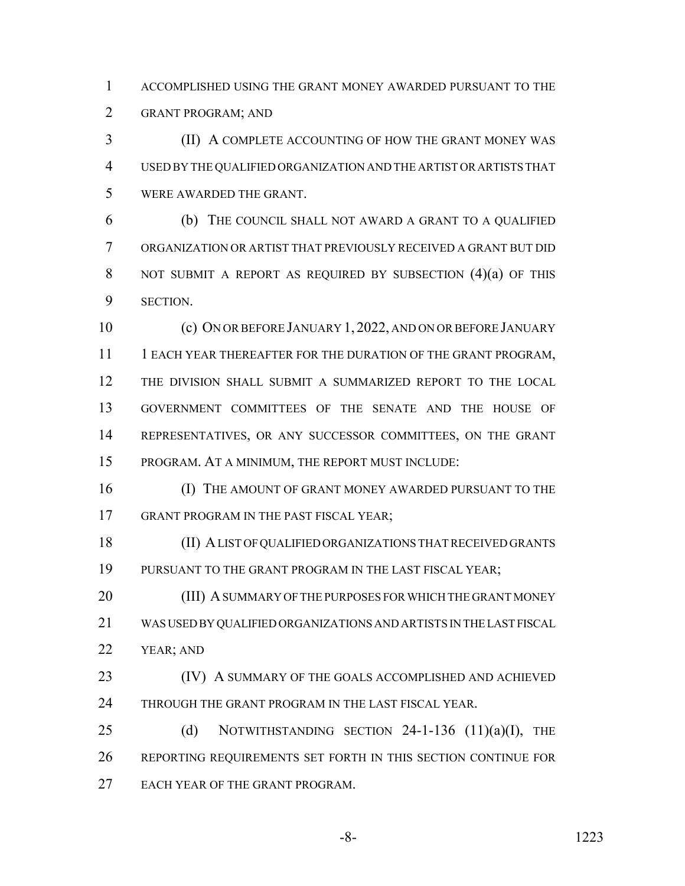ACCOMPLISHED USING THE GRANT MONEY AWARDED PURSUANT TO THE GRANT PROGRAM; AND

(II) A COMPLETE ACCOUNTING OF HOW THE GRANT MONEY WAS USED BY THE QUALIFIED ORGANIZATION AND THE ARTIST OR ARTISTS THAT WERE AWARDED THE GRANT.

(b) THE COUNCIL SHALL NOT AWARD A GRANT TO A QUALIFIED ORGANIZATION OR ARTIST THAT PREVIOUSLY RECEIVED A GRANT BUT DID NOT SUBMIT A REPORT AS REQUIRED BY SUBSECTION (4)(a) OF THIS SECTION.

(c) ON OR BEFORE JANUARY 1, 2022, AND ON OR BEFORE JANUARY 1 EACH YEAR THEREAFTER FOR THE DURATION OF THE GRANT PROGRAM, THE DIVISION SHALL SUBMIT A SUMMARIZED REPORT TO THE LOCAL GOVERNMENT COMMITTEES OF THE SENATE AND THE HOUSE OF REPRESENTATIVES, OR ANY SUCCESSOR COMMITTEES, ON THE GRANT PROGRAM. AT A MINIMUM, THE REPORT MUST INCLUDE:

(I) THE AMOUNT OF GRANT MONEY AWARDED PURSUANT TO THE GRANT PROGRAM IN THE PAST FISCAL YEAR;

(II) A LIST OF QUALIFIED ORGANIZATIONS THAT RECEIVED GRANTS PURSUANT TO THE GRANT PROGRAM IN THE LAST FISCAL YEAR;

(III) A SUMMARY OF THE PURPOSES FOR WHICH THE GRANT MONEY WAS USED BY QUALIFIED ORGANIZATIONS AND ARTISTS IN THE LAST FISCAL YEAR; AND

(IV) A SUMMARY OF THE GOALS ACCOMPLISHED AND ACHIEVED THROUGH THE GRANT PROGRAM IN THE LAST FISCAL YEAR.

(d) NOTWITHSTANDING SECTION 24-1-136 (11)(a)(I), THE REPORTING REQUIREMENTS SET FORTH IN THIS SECTION CONTINUE FOR EACH YEAR OF THE GRANT PROGRAM.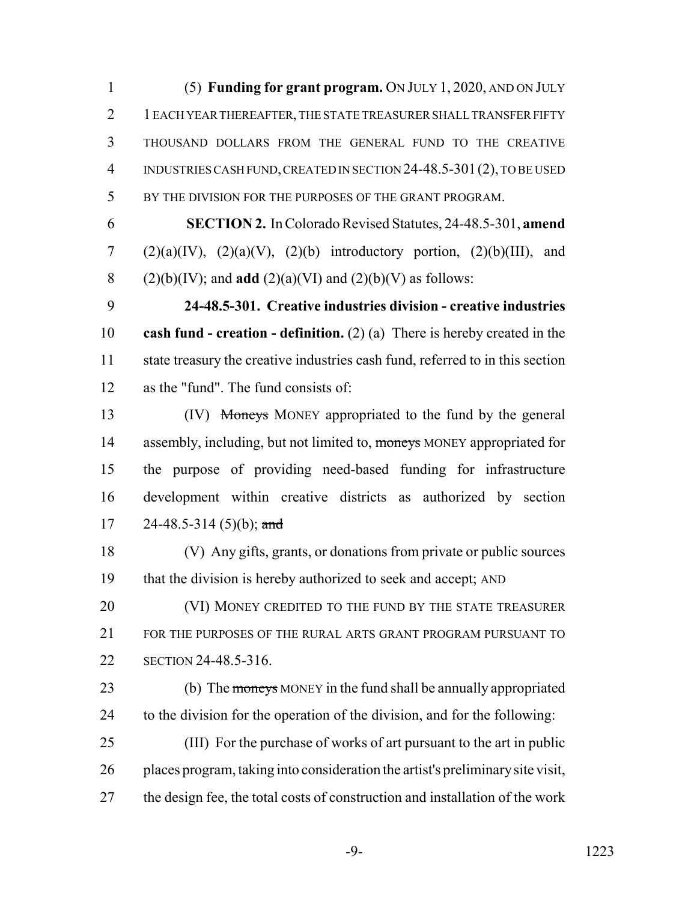(5) **Funding for grant program.** ON JULY 1, 2020, AND ON JULY 1 EACH YEAR THEREAFTER, THE STATE TREASURER SHALL TRANSFER FIFTY THOUSAND DOLLARS FROM THE GENERAL FUND TO THE CREATIVE INDUSTRIES CASH FUND, CREATED IN SECTION 24-48.5-301 (2), TO BE USED BY THE DIVISION FOR THE PURPOSES OF THE GRANT PROGRAM.

**SECTION 2.** In Colorado Revised Statutes, 24-48.5-301, **amend** (2)(a)(IV), (2)(a)(V), (2)(b) introductory portion, (2)(b)(III), and (2)(b)(IV); and **add** (2)(a)(VI) and (2)(b)(V) as follows:

**24-48.5-301. Creative industries division - creative industries cash fund - creation - definition.** (2) (a) There is hereby created in the state treasury the creative industries cash fund, referred to in this section as the "fund". The fund consists of:

(IV) ~~Moneys~~ MONEY appropriated to the fund by the general assembly, including, but not limited to, ~~moneys~~ MONEY appropriated for the purpose of providing need-based funding for infrastructure development within creative districts as authorized by section 24-48.5-314 (5)(b); ~~and~~

(V) Any gifts, grants, or donations from private or public sources that the division is hereby authorized to seek and accept; AND

(VI) MONEY CREDITED TO THE FUND BY THE STATE TREASURER FOR THE PURPOSES OF THE RURAL ARTS GRANT PROGRAM PURSUANT TO SECTION 24-48.5-316.

(b) The ~~moneys~~ MONEY in the fund shall be annually appropriated to the division for the operation of the division, and for the following:

(III) For the purchase of works of art pursuant to the art in public places program, taking into consideration the artist's preliminary site visit, the design fee, the total costs of construction and installation of the work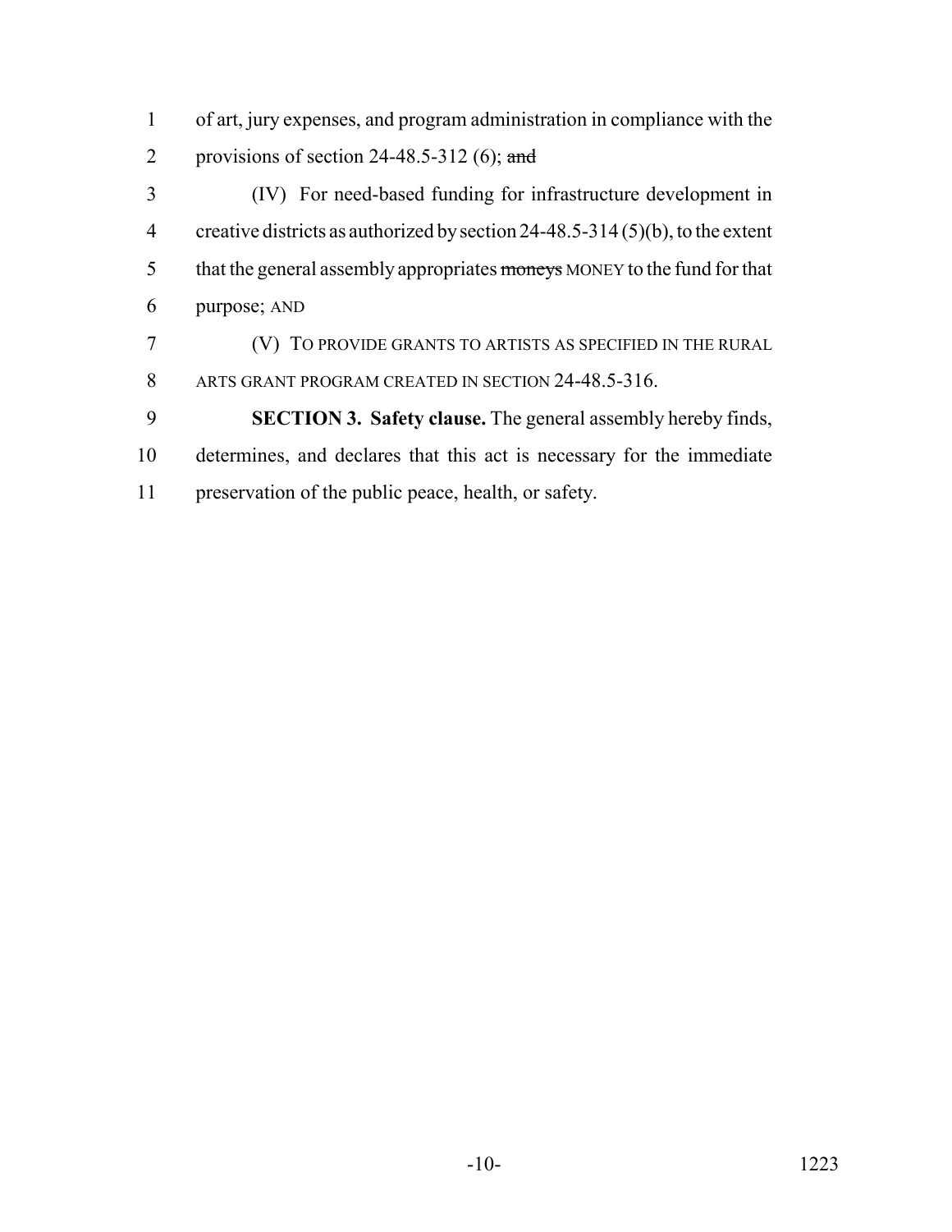of art, jury expenses, and program administration in compliance with the provisions of section 24-48.5-312 (6); ~~and~~

(IV) For need-based funding for infrastructure development in creative districts as authorized by section 24-48.5-314 (5)(b), to the extent that the general assembly appropriates ~~moneys~~ MONEY to the fund for that purpose; AND

(V) TO PROVIDE GRANTS TO ARTISTS AS SPECIFIED IN THE RURAL ARTS GRANT PROGRAM CREATED IN SECTION 24-48.5-316.

**SECTION 3. Safety clause.** The general assembly hereby finds, determines, and declares that this act is necessary for the immediate preservation of the public peace, health, or safety.